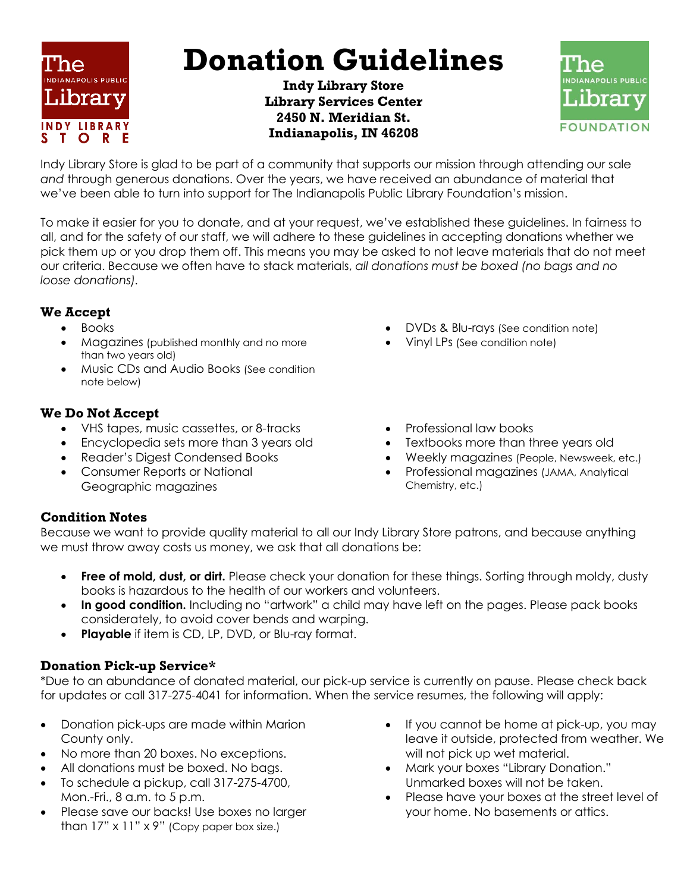# Donation Guidelines

**Indy Library Store**
**Library Services Center**
**2450 N. Meridian St.**
**Indianapolis, IN 46208**

Indy Library Store is glad to be part of a community that supports our mission through attending our sale *and* through generous donations. Over the years, we have received an abundance of material that we've been able to turn into support for The Indianapolis Public Library Foundation's mission.

To make it easier for you to donate, and at your request, we've established these guidelines. In fairness to all, and for the safety of our staff, we will adhere to these guidelines in accepting donations whether we pick them up or you drop them off. This means you may be asked to not leave materials that do not meet our criteria. Because we often have to stack materials, *all donations must be boxed (no bags and no loose donations).*

### We Accept

- Books
- Magazines (published monthly and no more than two years old)
- Music CDs and Audio Books (See condition note below)
- DVDs & Blu-rays (See condition note)
- Vinyl LPs (See condition note)

### We Do Not Accept

- VHS tapes, music cassettes, or 8-tracks
- Encyclopedia sets more than 3 years old
- Reader's Digest Condensed Books
- Consumer Reports or National Geographic magazines
- Professional law books
- Textbooks more than three years old
- Weekly magazines (People, Newsweek, etc.)
- Professional magazines (JAMA, Analytical Chemistry, etc.)

### Condition Notes

Because we want to provide quality material to all our Indy Library Store patrons, and because anything we must throw away costs us money, we ask that all donations be:

- **Free of mold, dust, or dirt.** Please check your donation for these things. Sorting through moldy, dusty books is hazardous to the health of our workers and volunteers.
- **In good condition.** Including no "artwork" a child may have left on the pages. Please pack books considerately, to avoid cover bends and warping.
- **Playable** if item is CD, LP, DVD, or Blu-ray format.

### Donation Pick-up Service*

*Due to an abundance of donated material, our pick-up service is currently on pause. Please check back for updates or call 317-275-4041 for information. When the service resumes, the following will apply:

- Donation pick-ups are made within Marion County only.
- No more than 20 boxes. No exceptions.
- All donations must be boxed. No bags.
- To schedule a pickup, call 317-275-4700, Mon.-Fri., 8 a.m. to 5 p.m.
- Please save our backs! Use boxes no larger than 17" x 11" x 9" (Copy paper box size.)
- If you cannot be home at pick-up, you may leave it outside, protected from weather. We will not pick up wet material.
- Mark your boxes "Library Donation." Unmarked boxes will not be taken.
- Please have your boxes at the street level of your home. No basements or attics.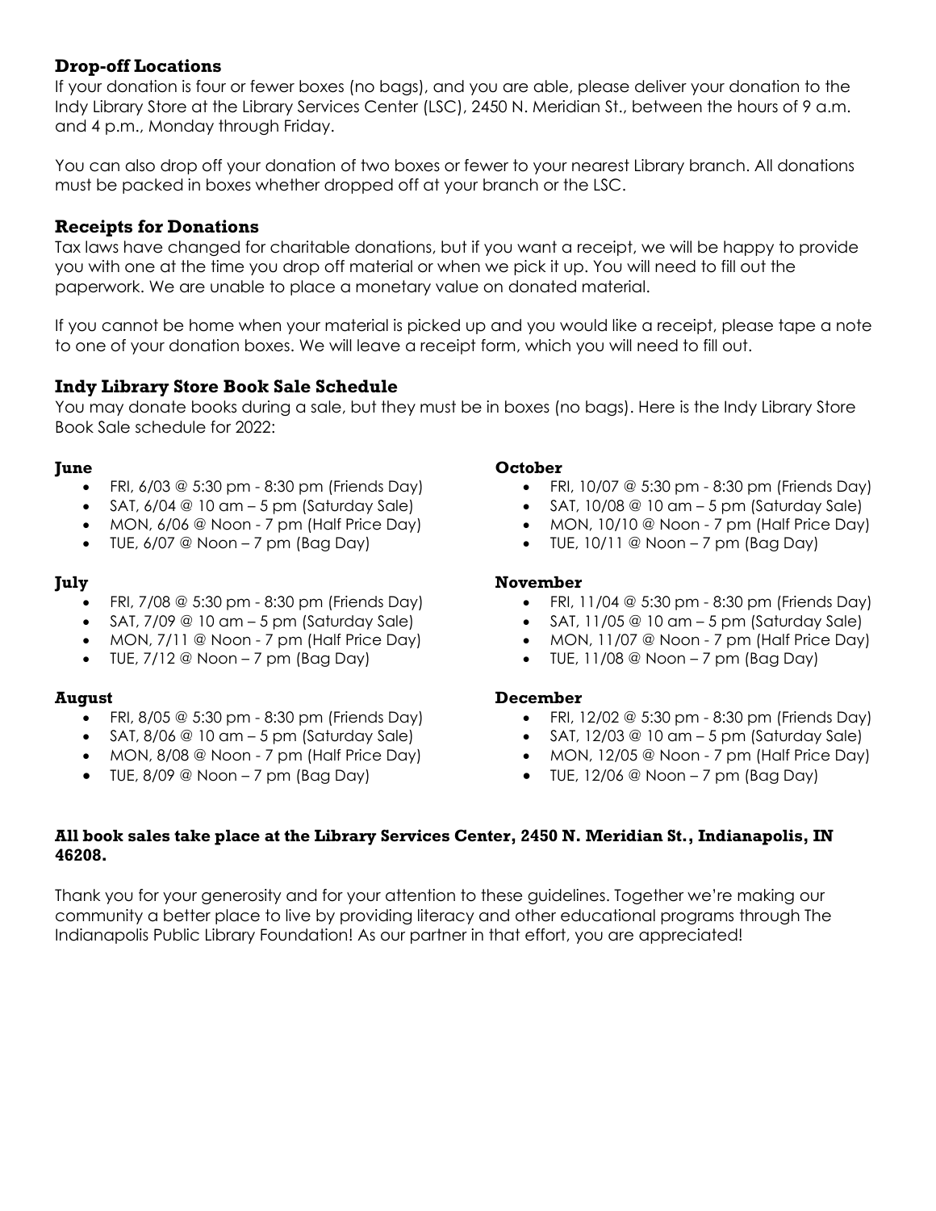## Drop-off Locations

If your donation is four or fewer boxes (no bags), and you are able, please deliver your donation to the Indy Library Store at the Library Services Center (LSC), 2450 N. Meridian St., between the hours of 9 a.m. and 4 p.m., Monday through Friday.

You can also drop off your donation of two boxes or fewer to your nearest Library branch. All donations must be packed in boxes whether dropped off at your branch or the LSC.

## Receipts for Donations

Tax laws have changed for charitable donations, but if you want a receipt, we will be happy to provide you with one at the time you drop off material or when we pick it up. You will need to fill out the paperwork. We are unable to place a monetary value on donated material.

If you cannot be home when your material is picked up and you would like a receipt, please tape a note to one of your donation boxes. We will leave a receipt form, which you will need to fill out.

## Indy Library Store Book Sale Schedule

You may donate books during a sale, but they must be in boxes (no bags). Here is the Indy Library Store Book Sale schedule for 2022:

**June**

- FRI, 6/03 @ 5:30 pm - 8:30 pm (Friends Day)
- SAT, 6/04 @ 10 am – 5 pm (Saturday Sale)
- MON, 6/06 @ Noon - 7 pm (Half Price Day)
- TUE, 6/07 @ Noon – 7 pm (Bag Day)

**July**

- FRI, 7/08 @ 5:30 pm - 8:30 pm (Friends Day)
- SAT, 7/09 @ 10 am – 5 pm (Saturday Sale)
- MON, 7/11 @ Noon - 7 pm (Half Price Day)
- TUE, 7/12 @ Noon – 7 pm (Bag Day)

**August**

- FRI, 8/05 @ 5:30 pm - 8:30 pm (Friends Day)
- SAT, 8/06 @ 10 am – 5 pm (Saturday Sale)
- MON, 8/08 @ Noon - 7 pm (Half Price Day)
- TUE, 8/09 @ Noon – 7 pm (Bag Day)

**October**

- FRI, 10/07 @ 5:30 pm - 8:30 pm (Friends Day)
- SAT, 10/08 @ 10 am – 5 pm (Saturday Sale)
- MON, 10/10 @ Noon - 7 pm (Half Price Day)
- TUE, 10/11 @ Noon – 7 pm (Bag Day)

**November**

- FRI, 11/04 @ 5:30 pm - 8:30 pm (Friends Day)
- SAT, 11/05 @ 10 am – 5 pm (Saturday Sale)
- MON, 11/07 @ Noon - 7 pm (Half Price Day)
- TUE, 11/08 @ Noon – 7 pm (Bag Day)

**December**

- FRI, 12/02 @ 5:30 pm - 8:30 pm (Friends Day)
- SAT, 12/03 @ 10 am – 5 pm (Saturday Sale)
- MON, 12/05 @ Noon - 7 pm (Half Price Day)
- TUE, 12/06 @ Noon – 7 pm (Bag Day)

**All book sales take place at the Library Services Center, 2450 N. Meridian St., Indianapolis, IN 46208.**

Thank you for your generosity and for your attention to these guidelines. Together we're making our community a better place to live by providing literacy and other educational programs through The Indianapolis Public Library Foundation! As our partner in that effort, you are appreciated!